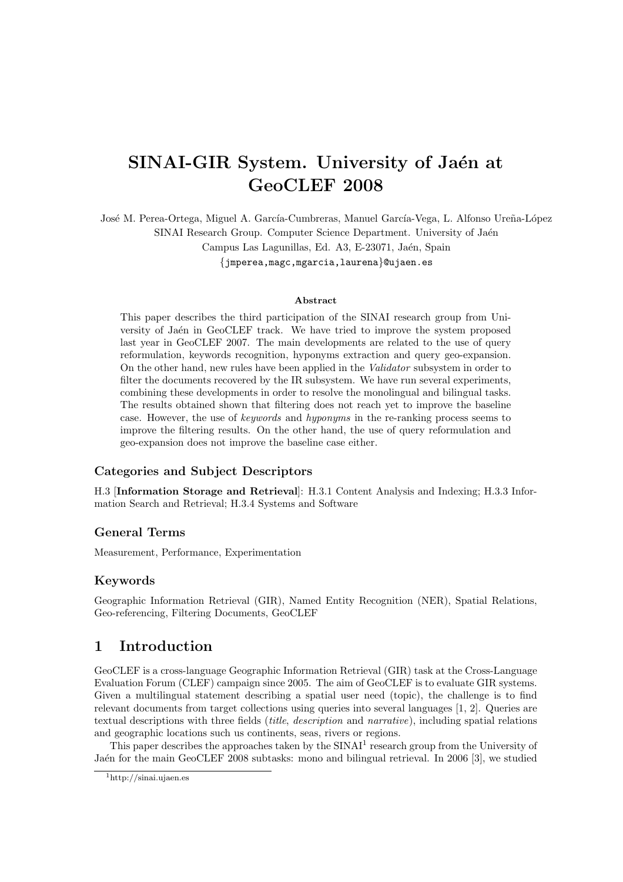# SINAI-GIR System. University of Jaén at GeoCLEF 2008

José M. Perea-Ortega, Miguel A. García-Cumbreras, Manuel García-Vega, L. Alfonso Ureña-López
SINAI Research Group. Computer Science Department. University of Jaén
Campus Las Lagunillas, Ed. A3, E-23071, Jaén, Spain
{jmperea,magc,mgarcia,laurena}@ujaen.es

### Abstract

This paper describes the third participation of the SINAI research group from University of Jaén in GeoCLEF track. We have tried to improve the system proposed last year in GeoCLEF 2007. The main developments are related to the use of query reformulation, keywords recognition, hyponyms extraction and query geo-expansion. On the other hand, new rules have been applied in the *Validator* subsystem in order to filter the documents recovered by the IR subsystem. We have run several experiments, combining these developments in order to resolve the monolingual and bilingual tasks. The results obtained shown that filtering does not reach yet to improve the baseline case. However, the use of *keywords* and *hyponyms* in the re-ranking process seems to improve the filtering results. On the other hand, the use of query reformulation and geo-expansion does not improve the baseline case either.

### Categories and Subject Descriptors

H.3 [**Information Storage and Retrieval**]: H.3.1 Content Analysis and Indexing; H.3.3 Information Search and Retrieval; H.3.4 Systems and Software

### General Terms

Measurement, Performance, Experimentation

### Keywords

Geographic Information Retrieval (GIR), Named Entity Recognition (NER), Spatial Relations, Geo-referencing, Filtering Documents, GeoCLEF

## 1 Introduction

GeoCLEF is a cross-language Geographic Information Retrieval (GIR) task at the Cross-Language Evaluation Forum (CLEF) campaign since 2005. The aim of GeoCLEF is to evaluate GIR systems. Given a multilingual statement describing a spatial user need (topic), the challenge is to find relevant documents from target collections using queries into several languages [1, 2]. Queries are textual descriptions with three fields (*title*, *description* and *narrative*), including spatial relations and geographic locations such us continents, seas, rivers or regions.

This paper describes the approaches taken by the SINAI[1] research group from the University of Jaén for the main GeoCLEF 2008 subtasks: mono and bilingual retrieval. In 2006 [3], we studied

[1] http://sinai.ujaen.es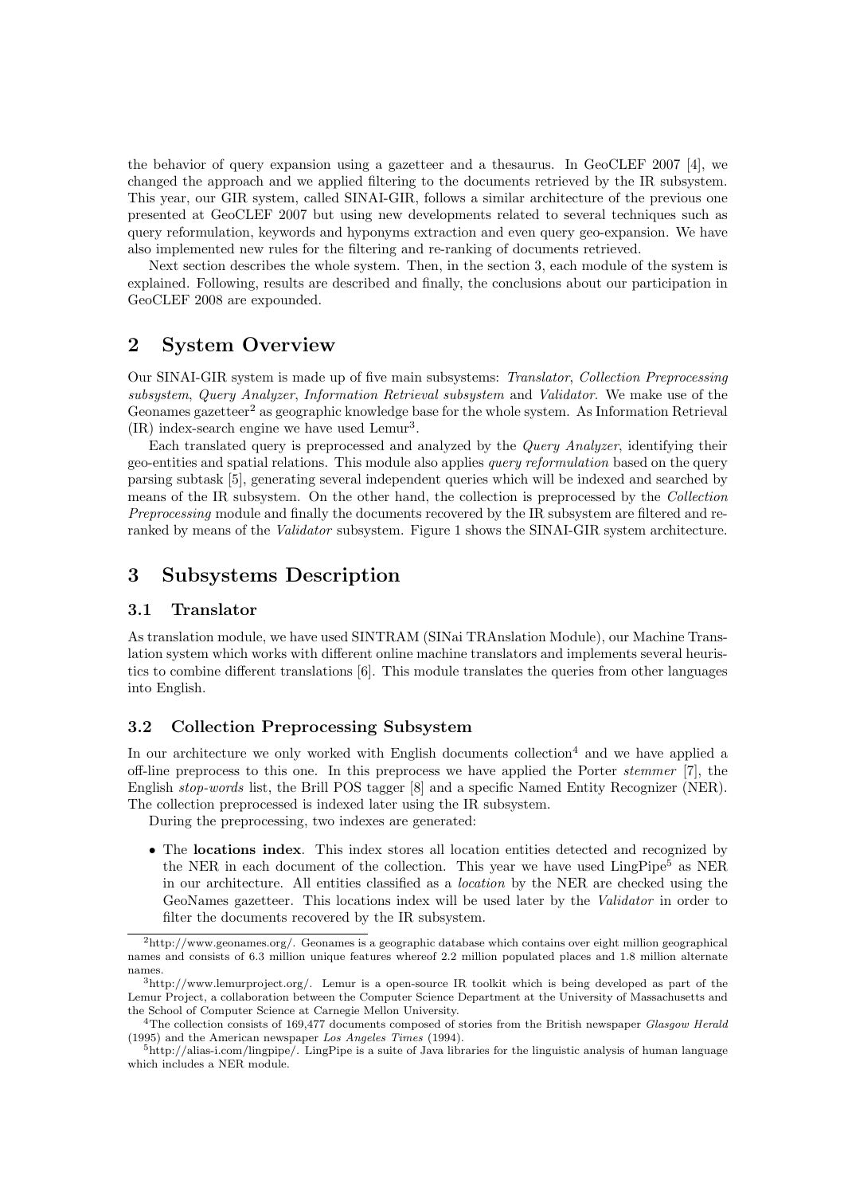the behavior of query expansion using a gazetteer and a thesaurus. In GeoCLEF 2007 [4], we changed the approach and we applied filtering to the documents retrieved by the IR subsystem. This year, our GIR system, called SINAI-GIR, follows a similar architecture of the previous one presented at GeoCLEF 2007 but using new developments related to several techniques such as query reformulation, keywords and hyponyms extraction and even query geo-expansion. We have also implemented new rules for the filtering and re-ranking of documents retrieved.

Next section describes the whole system. Then, in the section 3, each module of the system is explained. Following, results are described and finally, the conclusions about our participation in GeoCLEF 2008 are expounded.

## 2 System Overview

Our SINAI-GIR system is made up of five main subsystems: *Translator*, *Collection Preprocessing subsystem*, *Query Analyzer*, *Information Retrieval subsystem* and *Validator*. We make use of the Geonames gazetteer[2] as geographic knowledge base for the whole system. As Information Retrieval (IR) index-search engine we have used Lemur[3].

Each translated query is preprocessed and analyzed by the *Query Analyzer*, identifying their geo-entities and spatial relations. This module also applies *query reformulation* based on the query parsing subtask [5], generating several independent queries which will be indexed and searched by means of the IR subsystem. On the other hand, the collection is preprocessed by the *Collection Preprocessing* module and finally the documents recovered by the IR subsystem are filtered and re-ranked by means of the *Validator* subsystem. Figure 1 shows the SINAI-GIR system architecture.

## 3 Subsystems Description

### 3.1 Translator

As translation module, we have used SINTRAM (SINai TRAnslation Module), our Machine Translation system which works with different online machine translators and implements several heuristics to combine different translations [6]. This module translates the queries from other languages into English.

### 3.2 Collection Preprocessing Subsystem

In our architecture we only worked with English documents collection[4] and we have applied a off-line preprocess to this one. In this preprocess we have applied the Porter *stemmer* [7], the English *stop-words* list, the Brill POS tagger [8] and a specific Named Entity Recognizer (NER). The collection preprocessed is indexed later using the IR subsystem.

During the preprocessing, two indexes are generated:

- The **locations index**. This index stores all location entities detected and recognized by the NER in each document of the collection. This year we have used LingPipe[5] as NER in our architecture. All entities classified as a *location* by the NER are checked using the GeoNames gazetteer. This locations index will be used later by the *Validator* in order to filter the documents recovered by the IR subsystem.

---

[2] http://www.geonames.org/. Geonames is a geographic database which contains over eight million geographical names and consists of 6.3 million unique features whereof 2.2 million populated places and 1.8 million alternate names.

[3] http://www.lemurproject.org/. Lemur is a open-source IR toolkit which is being developed as part of the Lemur Project, a collaboration between the Computer Science Department at the University of Massachusetts and the School of Computer Science at Carnegie Mellon University.

[4] The collection consists of 169,477 documents composed of stories from the British newspaper *Glasgow Herald* (1995) and the American newspaper *Los Angeles Times* (1994).

[5] http://alias-i.com/lingpipe/. LingPipe is a suite of Java libraries for the linguistic analysis of human language which includes a NER module.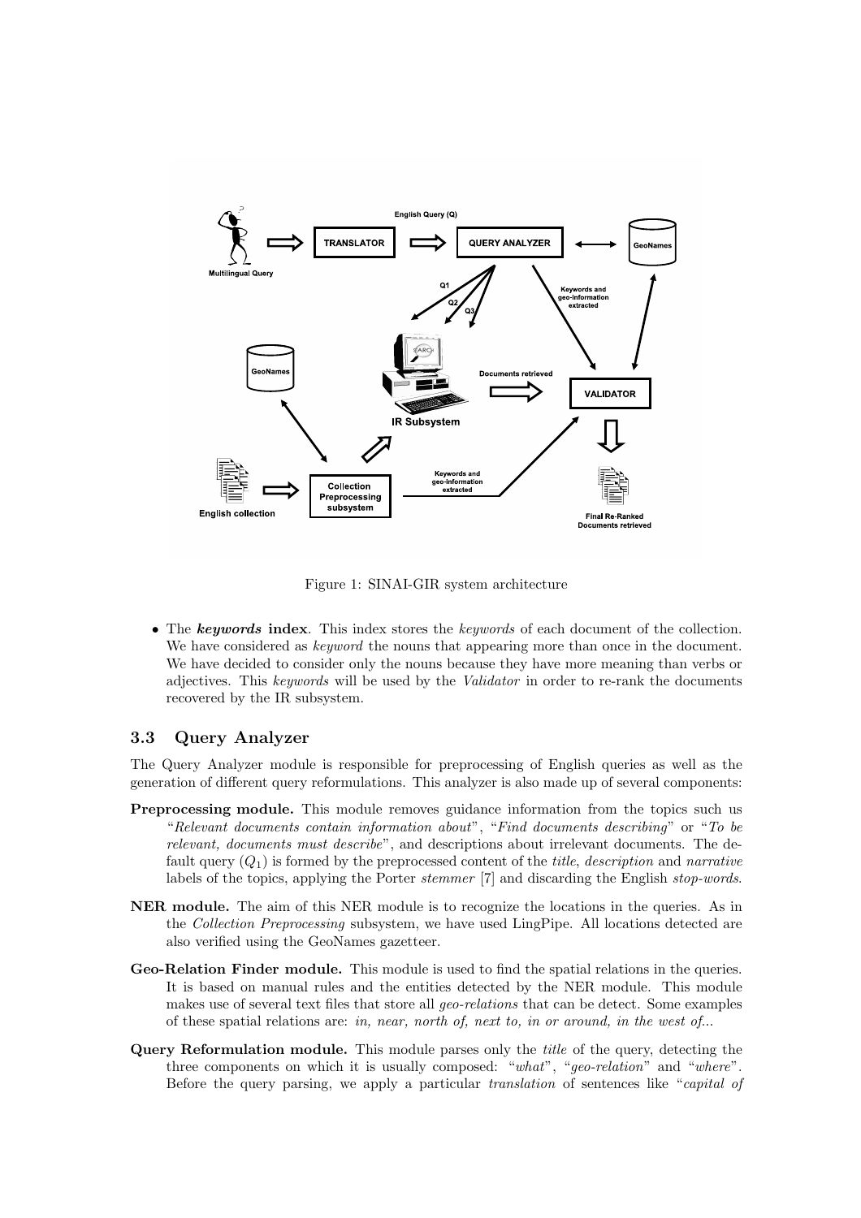Figure 1: SINAI-GIR system architecture

- The ***keywords* index**. This index stores the *keywords* of each document of the collection. We have considered as *keyword* the nouns that appearing more than once in the document. We have decided to consider only the nouns because they have more meaning than verbs or adjectives. This *keywords* will be used by the *Validator* in order to re-rank the documents recovered by the IR subsystem.

### 3.3 Query Analyzer

The Query Analyzer module is responsible for preprocessing of English queries as well as the generation of different query reformulations. This analyzer is also made up of several components:

**Preprocessing module.** This module removes guidance information from the topics such us "*Relevant documents contain information about*", "*Find documents describing*" or "*To be relevant, documents must describe*", and descriptions about irrelevant documents. The default query ($Q_1$) is formed by the preprocessed content of the *title*, *description* and *narrative* labels of the topics, applying the Porter *stemmer* [7] and discarding the English *stop-words*.

**NER module.** The aim of this NER module is to recognize the locations in the queries. As in the *Collection Preprocessing* subsystem, we have used LingPipe. All locations detected are also verified using the GeoNames gazetteer.

**Geo-Relation Finder module.** This module is used to find the spatial relations in the queries. It is based on manual rules and the entities detected by the NER module. This module makes use of several text files that store all *geo-relations* that can be detect. Some examples of these spatial relations are: *in, near, north of, next to, in or around, in the west of...*

**Query Reformulation module.** This module parses only the *title* of the query, detecting the three components on which it is usually composed: "*what*", "*geo-relation*" and "*where*". Before the query parsing, we apply a particular *translation* of sentences like "*capital of*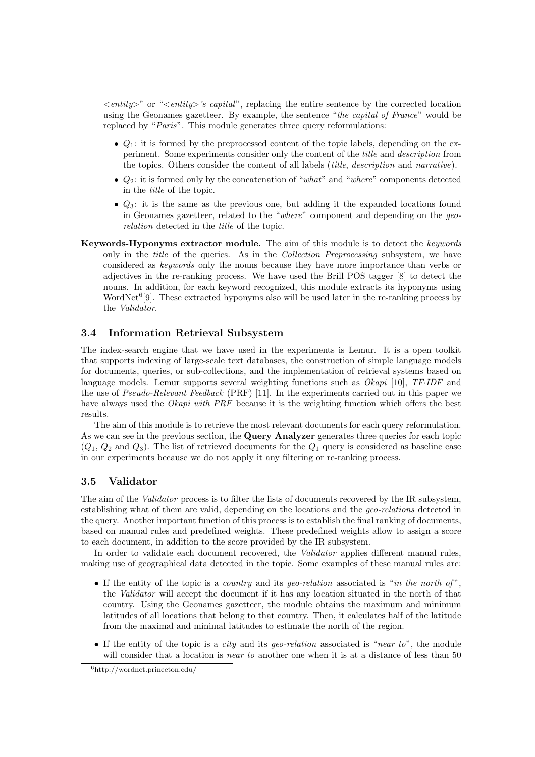*<entity>*" or "*<entity>'s capital*", replacing the entire sentence by the corrected location using the Geonames gazetteer. By example, the sentence "*the capital of France*" would be replaced by "*Paris*". This module generates three query reformulations:

- $Q_1$: it is formed by the preprocessed content of the topic labels, depending on the experiment. Some experiments consider only the content of the *title* and *description* from the topics. Others consider the content of all labels (*title*, *description* and *narrative*).
- $Q_2$: it is formed only by the concatenation of "*what*" and "*where*" components detected in the *title* of the topic.
- $Q_3$: it is the same as the previous one, but adding it the expanded locations found in Geonames gazetteer, related to the "*where*" component and depending on the *geo-relation* detected in the *title* of the topic.

**Keywords-Hyponyms extractor module.** The aim of this module is to detect the *keywords* only in the *title* of the queries. As in the *Collection Preprocessing* subsystem, we have considered as *keywords* only the nouns because they have more importance than verbs or adjectives in the re-ranking process. We have used the Brill POS tagger [8] to detect the nouns. In addition, for each keyword recognized, this module extracts its hyponyms using WordNet[6][9]. These extracted hyponyms also will be used later in the re-ranking process by the *Validator*.

### 3.4 Information Retrieval Subsystem

The index-search engine that we have used in the experiments is Lemur. It is a open toolkit that supports indexing of large-scale text databases, the construction of simple language models for documents, queries, or sub-collections, and the implementation of retrieval systems based on language models. Lemur supports several weighting functions such as *Okapi* [10], *TF·IDF* and the use of *Pseudo-Relevant Feedback* (PRF) [11]. In the experiments carried out in this paper we have always used the *Okapi with PRF* because it is the weighting function which offers the best results.

The aim of this module is to retrieve the most relevant documents for each query reformulation. As we can see in the previous section, the **Query Analyzer** generates three queries for each topic ($Q_1$, $Q_2$ and $Q_3$). The list of retrieved documents for the $Q_1$ query is considered as baseline case in our experiments because we do not apply it any filtering or re-ranking process.

### 3.5 Validator

The aim of the *Validator* process is to filter the lists of documents recovered by the IR subsystem, establishing what of them are valid, depending on the locations and the *geo-relations* detected in the query. Another important function of this process is to establish the final ranking of documents, based on manual rules and predefined weights. These predefined weights allow to assign a score to each document, in addition to the score provided by the IR subsystem.

In order to validate each document recovered, the *Validator* applies different manual rules, making use of geographical data detected in the topic. Some examples of these manual rules are:

- If the entity of the topic is a *country* and its *geo-relation* associated is "*in the north of*", the *Validator* will accept the document if it has any location situated in the north of that country. Using the Geonames gazetteer, the module obtains the maximum and minimum latitudes of all locations that belong to that country. Then, it calculates half of the latitude from the maximal and minimal latitudes to estimate the north of the region.
- If the entity of the topic is a *city* and its *geo-relation* associated is "*near to*", the module will consider that a location is *near to* another one when it is at a distance of less than 50

[6] http://wordnet.princeton.edu/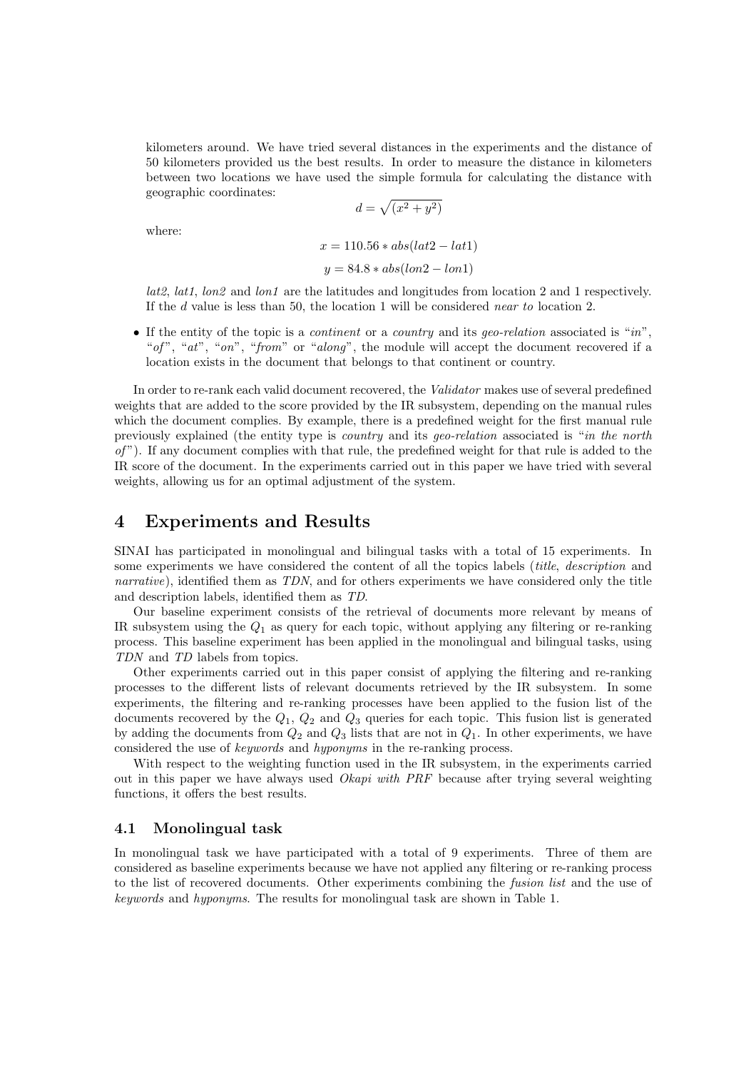kilometers around. We have tried several distances in the experiments and the distance of 50 kilometers provided us the best results. In order to measure the distance in kilometers between two locations we have used the simple formula for calculating the distance with geographic coordinates:

$$d = \sqrt{(x^2 + y^2)}$$

where:

$$x = 110.56 * abs(lat2 - lat1)$$

$$y = 84.8 * abs(lon2 - lon1)$$

*lat2*, *lat1*, *lon2* and *lon1* are the latitudes and longitudes from location 2 and 1 respectively. If the $d$ value is less than 50, the location 1 will be considered *near to* location 2.

- If the entity of the topic is a *continent* or a *country* and its *geo-relation* associated is "*in*", "*of*", "*at*", "*on*", "*from*" or "*along*", the module will accept the document recovered if a location exists in the document that belongs to that continent or country.

In order to re-rank each valid document recovered, the *Validator* makes use of several predefined weights that are added to the score provided by the IR subsystem, depending on the manual rules which the document complies. By example, there is a predefined weight for the first manual rule previously explained (the entity type is *country* and its *geo-relation* associated is "*in the north of*"). If any document complies with that rule, the predefined weight for that rule is added to the IR score of the document. In the experiments carried out in this paper we have tried with several weights, allowing us for an optimal adjustment of the system.

# 4 Experiments and Results

SINAI has participated in monolingual and bilingual tasks with a total of 15 experiments. In some experiments we have considered the content of all the topics labels (*title*, *description* and *narrative*), identified them as *TDN*, and for others experiments we have considered only the title and description labels, identified them as *TD*.

Our baseline experiment consists of the retrieval of documents more relevant by means of IR subsystem using the $Q_1$ as query for each topic, without applying any filtering or re-ranking process. This baseline experiment has been applied in the monolingual and bilingual tasks, using *TDN* and *TD* labels from topics.

Other experiments carried out in this paper consist of applying the filtering and re-ranking processes to the different lists of relevant documents retrieved by the IR subsystem. In some experiments, the filtering and re-ranking processes have been applied to the fusion list of the documents recovered by the $Q_1$, $Q_2$ and $Q_3$ queries for each topic. This fusion list is generated by adding the documents from $Q_2$ and $Q_3$ lists that are not in $Q_1$. In other experiments, we have considered the use of *keywords* and *hyponyms* in the re-ranking process.

With respect to the weighting function used in the IR subsystem, in the experiments carried out in this paper we have always used *Okapi with PRF* because after trying several weighting functions, it offers the best results.

## 4.1 Monolingual task

In monolingual task we have participated with a total of 9 experiments. Three of them are considered as baseline experiments because we have not applied any filtering or re-ranking process to the list of recovered documents. Other experiments combining the *fusion list* and the use of *keywords* and *hyponyms*. The results for monolingual task are shown in Table 1.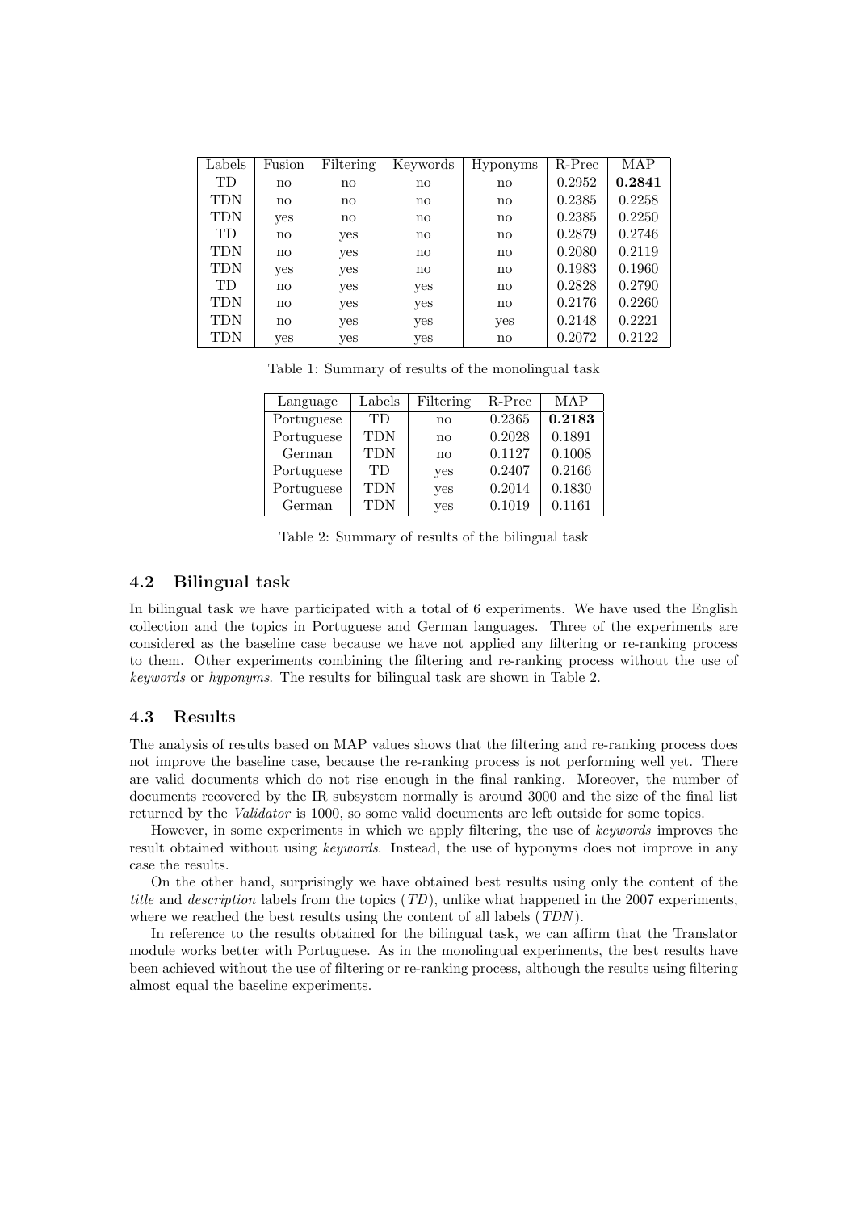| Labels | Fusion | Filtering | Keywords | Hyponyms | R-Prec | MAP |
|---|---|---|---|---|---|---|
| TD | no | no | no | no | 0.2952 | **0.2841** |
| TDN | no | no | no | no | 0.2385 | 0.2258 |
| TDN | yes | no | no | no | 0.2385 | 0.2250 |
| TD | no | yes | no | no | 0.2879 | 0.2746 |
| TDN | no | yes | no | no | 0.2080 | 0.2119 |
| TDN | yes | yes | no | no | 0.1983 | 0.1960 |
| TD | no | yes | yes | no | 0.2828 | 0.2790 |
| TDN | no | yes | yes | no | 0.2176 | 0.2260 |
| TDN | no | yes | yes | yes | 0.2148 | 0.2221 |
| TDN | yes | yes | yes | no | 0.2072 | 0.2122 |

Table 1: Summary of results of the monolingual task

| Language | Labels | Filtering | R-Prec | MAP |
|---|---|---|---|---|
| Portuguese | TD | no | 0.2365 | **0.2183** |
| Portuguese | TDN | no | 0.2028 | 0.1891 |
| German | TDN | no | 0.1127 | 0.1008 |
| Portuguese | TD | yes | 0.2407 | 0.2166 |
| Portuguese | TDN | yes | 0.2014 | 0.1830 |
| German | TDN | yes | 0.1019 | 0.1161 |

Table 2: Summary of results of the bilingual task

### 4.2 Bilingual task

In bilingual task we have participated with a total of 6 experiments. We have used the English collection and the topics in Portuguese and German languages. Three of the experiments are considered as the baseline case because we have not applied any filtering or re-ranking process to them. Other experiments combining the filtering and re-ranking process without the use of *keywords* or *hyponyms*. The results for bilingual task are shown in Table 2.

### 4.3 Results

The analysis of results based on MAP values shows that the filtering and re-ranking process does not improve the baseline case, because the re-ranking process is not performing well yet. There are valid documents which do not rise enough in the final ranking. Moreover, the number of documents recovered by the IR subsystem normally is around 3000 and the size of the final list returned by the *Validator* is 1000, so some valid documents are left outside for some topics.

However, in some experiments in which we apply filtering, the use of *keywords* improves the result obtained without using *keywords*. Instead, the use of hyponyms does not improve in any case the results.

On the other hand, surprisingly we have obtained best results using only the content of the *title* and *description* labels from the topics (*TD*), unlike what happened in the 2007 experiments, where we reached the best results using the content of all labels (*TDN*).

In reference to the results obtained for the bilingual task, we can affirm that the Translator module works better with Portuguese. As in the monolingual experiments, the best results have been achieved without the use of filtering or re-ranking process, although the results using filtering almost equal the baseline experiments.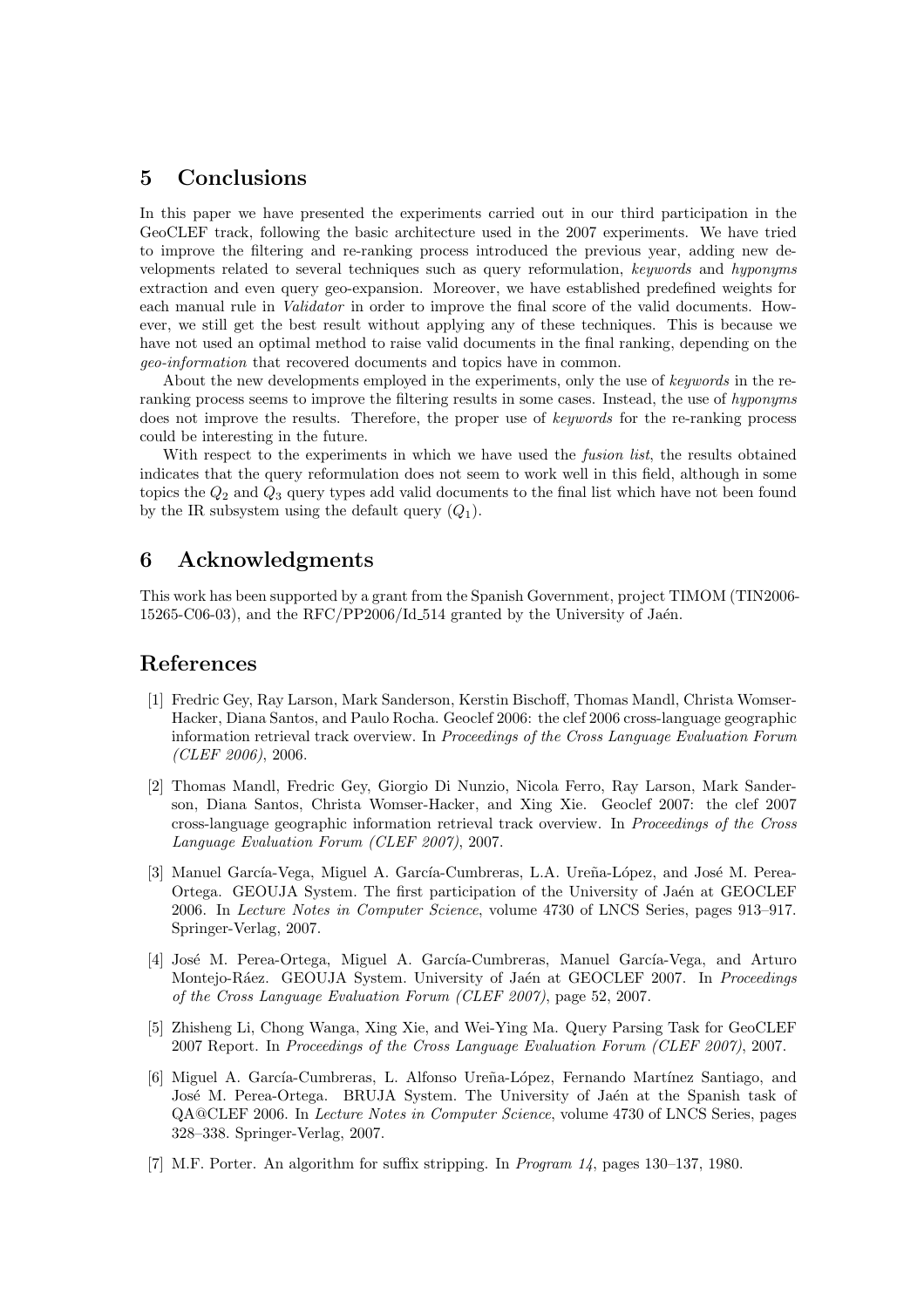## 5 Conclusions

In this paper we have presented the experiments carried out in our third participation in the GeoCLEF track, following the basic architecture used in the 2007 experiments. We have tried to improve the filtering and re-ranking process introduced the previous year, adding new developments related to several techniques such as query reformulation, *keywords* and *hyponyms* extraction and even query geo-expansion. Moreover, we have established predefined weights for each manual rule in *Validator* in order to improve the final score of the valid documents. However, we still get the best result without applying any of these techniques. This is because we have not used an optimal method to raise valid documents in the final ranking, depending on the *geo-information* that recovered documents and topics have in common.

About the new developments employed in the experiments, only the use of *keywords* in the re-ranking process seems to improve the filtering results in some cases. Instead, the use of *hyponyms* does not improve the results. Therefore, the proper use of *keywords* for the re-ranking process could be interesting in the future.

With respect to the experiments in which we have used the *fusion list*, the results obtained indicates that the query reformulation does not seem to work well in this field, although in some topics the $Q_2$ and $Q_3$ query types add valid documents to the final list which have not been found by the IR subsystem using the default query ($Q_1$).

## 6 Acknowledgments

This work has been supported by a grant from the Spanish Government, project TIMOM (TIN2006-15265-C06-03), and the RFC/PP2006/Id_514 granted by the University of Jaén.

## References

[1] Fredric Gey, Ray Larson, Mark Sanderson, Kerstin Bischoff, Thomas Mandl, Christa Womser-Hacker, Diana Santos, and Paulo Rocha. Geoclef 2006: the clef 2006 cross-language geographic information retrieval track overview. In *Proceedings of the Cross Language Evaluation Forum (CLEF 2006)*, 2006.

[2] Thomas Mandl, Fredric Gey, Giorgio Di Nunzio, Nicola Ferro, Ray Larson, Mark Sanderson, Diana Santos, Christa Womser-Hacker, and Xing Xie. Geoclef 2007: the clef 2007 cross-language geographic information retrieval track overview. In *Proceedings of the Cross Language Evaluation Forum (CLEF 2007)*, 2007.

[3] Manuel García-Vega, Miguel A. García-Cumbreras, L.A. Ureña-López, and José M. Perea-Ortega. GEOUJA System. The first participation of the University of Jaén at GEOCLEF 2006. In *Lecture Notes in Computer Science*, volume 4730 of LNCS Series, pages 913–917. Springer-Verlag, 2007.

[4] José M. Perea-Ortega, Miguel A. García-Cumbreras, Manuel García-Vega, and Arturo Montejo-Ráez. GEOUJA System. University of Jaén at GEOCLEF 2007. In *Proceedings of the Cross Language Evaluation Forum (CLEF 2007)*, page 52, 2007.

[5] Zhisheng Li, Chong Wanga, Xing Xie, and Wei-Ying Ma. Query Parsing Task for GeoCLEF 2007 Report. In *Proceedings of the Cross Language Evaluation Forum (CLEF 2007)*, 2007.

[6] Miguel A. García-Cumbreras, L. Alfonso Ureña-López, Fernando Martínez Santiago, and José M. Perea-Ortega. BRUJA System. The University of Jaén at the Spanish task of QA@CLEF 2006. In *Lecture Notes in Computer Science*, volume 4730 of LNCS Series, pages 328–338. Springer-Verlag, 2007.

[7] M.F. Porter. An algorithm for suffix stripping. In *Program 14*, pages 130–137, 1980.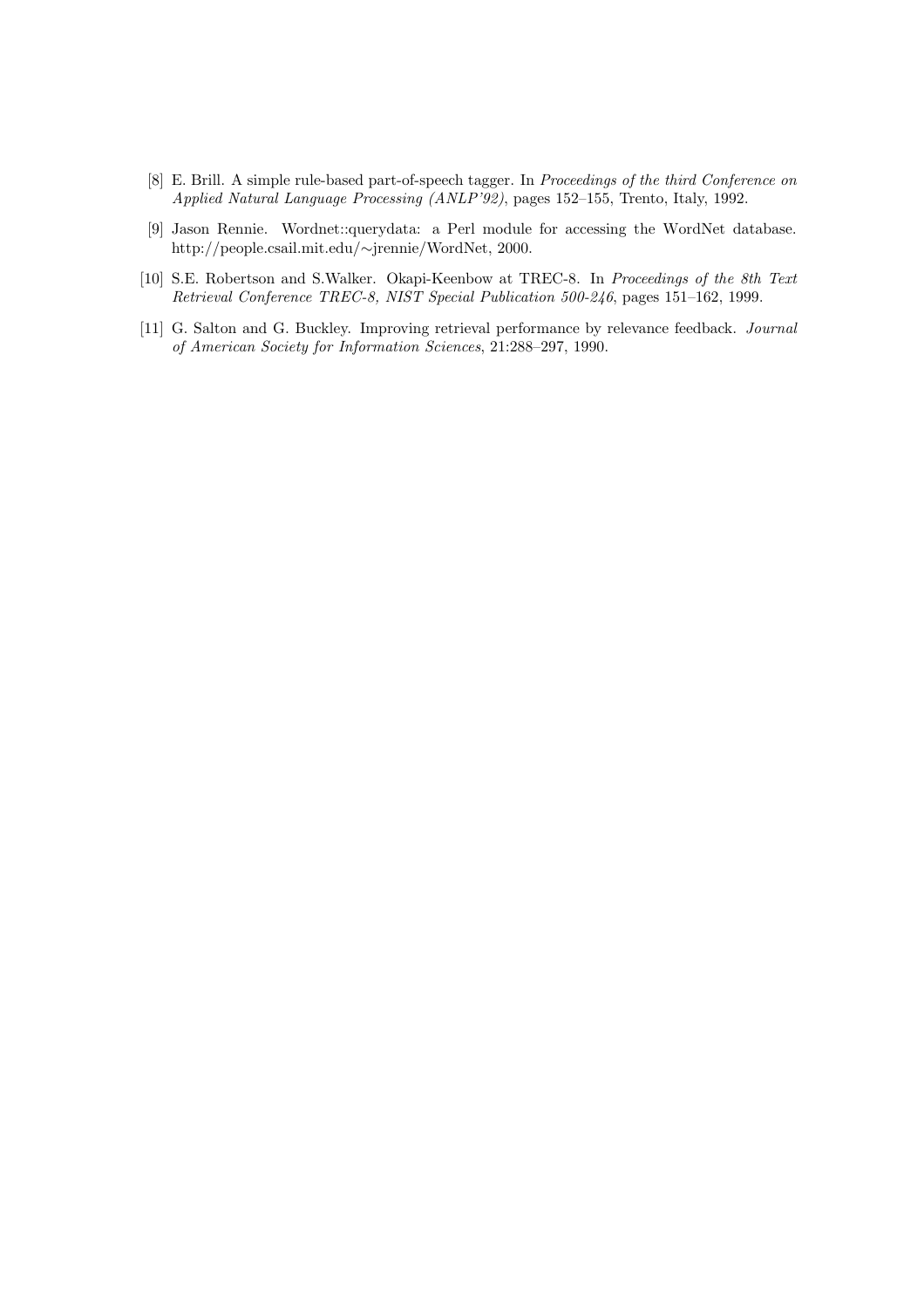[8] E. Brill. A simple rule-based part-of-speech tagger. In *Proceedings of the third Conference on Applied Natural Language Processing (ANLP'92)*, pages 152–155, Trento, Italy, 1992.

[9] Jason Rennie. Wordnet::querydata: a Perl module for accessing the WordNet database. http://people.csail.mit.edu/∼jrennie/WordNet, 2000.

[10] S.E. Robertson and S.Walker. Okapi-Keenbow at TREC-8. In *Proceedings of the 8th Text Retrieval Conference TREC-8, NIST Special Publication 500-246*, pages 151–162, 1999.

[11] G. Salton and G. Buckley. Improving retrieval performance by relevance feedback. *Journal of American Society for Information Sciences*, 21:288–297, 1990.